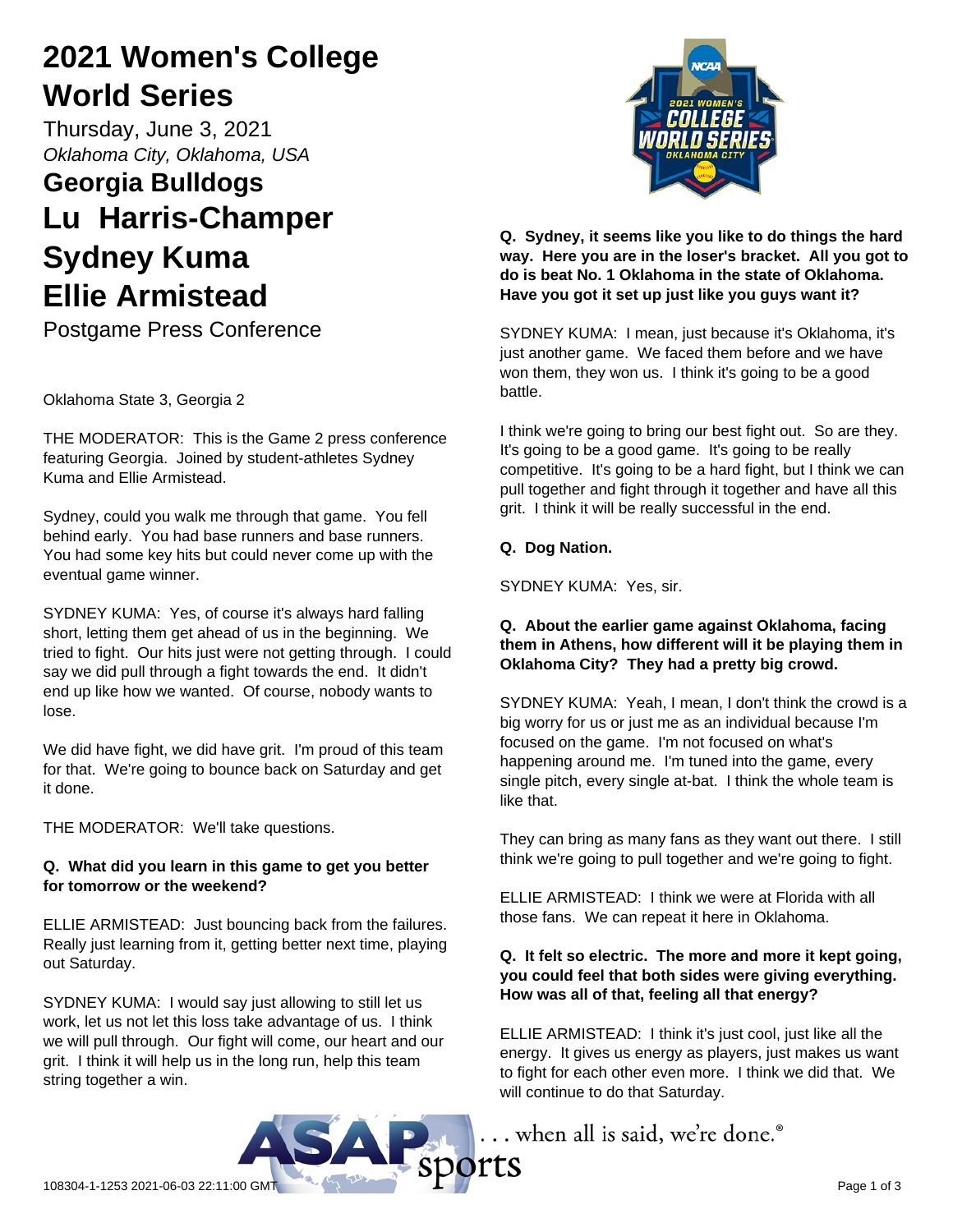# 2021 Women's College World Series

Thursday, June 3, 2021

*Oklahoma City, Oklahoma, USA*

## Georgia Bulldogs

## Lu Harris-Champer

## Sydney Kuma

## Ellie Armistead

Postgame Press Conference

Oklahoma State 3, Georgia 2

THE MODERATOR: This is the Game 2 press conference featuring Georgia. Joined by student-athletes Sydney Kuma and Ellie Armistead.

Sydney, could you walk me through that game. You fell behind early. You had base runners and base runners. You had some key hits but could never come up with the eventual game winner.

SYDNEY KUMA: Yes, of course it's always hard falling short, letting them get ahead of us in the beginning. We tried to fight. Our hits just were not getting through. I could say we did pull through a fight towards the end. It didn't end up like how we wanted. Of course, nobody wants to lose.

We did have fight, we did have grit. I'm proud of this team for that. We're going to bounce back on Saturday and get it done.

THE MODERATOR: We'll take questions.

**Q. What did you learn in this game to get you better for tomorrow or the weekend?**

ELLIE ARMISTEAD: Just bouncing back from the failures. Really just learning from it, getting better next time, playing out Saturday.

SYDNEY KUMA: I would say just allowing to still let us work, let us not let this loss take advantage of us. I think we will pull through. Our fight will come, our heart and our grit. I think it will help us in the long run, help this team string together a win.

**Q. Sydney, it seems like you like to do things the hard way. Here you are in the loser's bracket. All you got to do is beat No. 1 Oklahoma in the state of Oklahoma. Have you got it set up just like you guys want it?**

SYDNEY KUMA: I mean, just because it's Oklahoma, it's just another game. We faced them before and we have won them, they won us. I think it's going to be a good battle.

I think we're going to bring our best fight out. So are they. It's going to be a good game. It's going to be really competitive. It's going to be a hard fight, but I think we can pull together and fight through it together and have all this grit. I think it will be really successful in the end.

**Q. Dog Nation.**

SYDNEY KUMA: Yes, sir.

**Q. About the earlier game against Oklahoma, facing them in Athens, how different will it be playing them in Oklahoma City? They had a pretty big crowd.**

SYDNEY KUMA: Yeah, I mean, I don't think the crowd is a big worry for us or just me as an individual because I'm focused on the game. I'm not focused on what's happening around me. I'm tuned into the game, every single pitch, every single at-bat. I think the whole team is like that.

They can bring as many fans as they want out there. I still think we're going to pull together and we're going to fight.

ELLIE ARMISTEAD: I think we were at Florida with all those fans. We can repeat it here in Oklahoma.

**Q. It felt so electric. The more and more it kept going, you could feel that both sides were giving everything. How was all of that, feeling all that energy?**

ELLIE ARMISTEAD: I think it's just cool, just like all the energy. It gives us energy as players, just makes us want to fight for each other even more. I think we did that. We will continue to do that Saturday.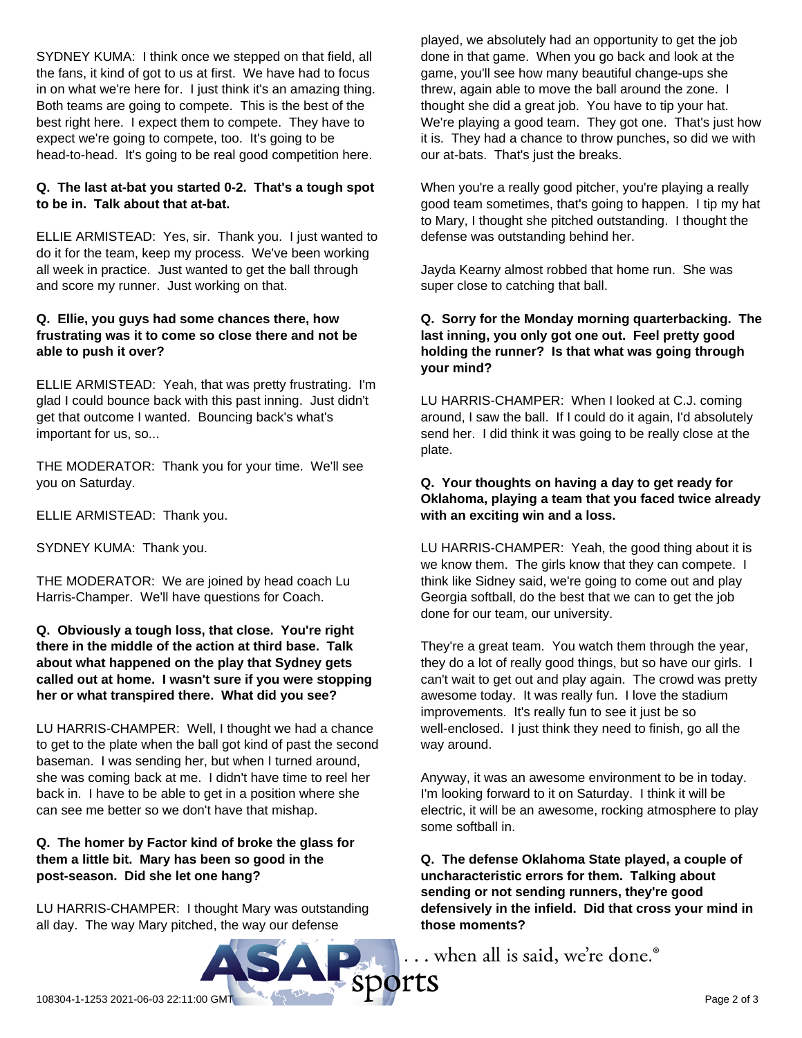SYDNEY KUMA: I think once we stepped on that field, all the fans, it kind of got to us at first. We have had to focus in on what we're here for. I just think it's an amazing thing. Both teams are going to compete. This is the best of the best right here. I expect them to compete. They have to expect we're going to compete, too. It's going to be head-to-head. It's going to be real good competition here.

**Q. The last at-bat you started 0-2. That's a tough spot to be in. Talk about that at-bat.**

ELLIE ARMISTEAD: Yes, sir. Thank you. I just wanted to do it for the team, keep my process. We've been working all week in practice. Just wanted to get the ball through and score my runner. Just working on that.

**Q. Ellie, you guys had some chances there, how frustrating was it to come so close there and not be able to push it over?**

ELLIE ARMISTEAD: Yeah, that was pretty frustrating. I'm glad I could bounce back with this past inning. Just didn't get that outcome I wanted. Bouncing back's what's important for us, so...

THE MODERATOR: Thank you for your time. We'll see you on Saturday.

ELLIE ARMISTEAD: Thank you.

SYDNEY KUMA: Thank you.

THE MODERATOR: We are joined by head coach Lu Harris-Champer. We'll have questions for Coach.

**Q. Obviously a tough loss, that close. You're right there in the middle of the action at third base. Talk about what happened on the play that Sydney gets called out at home. I wasn't sure if you were stopping her or what transpired there. What did you see?**

LU HARRIS-CHAMPER: Well, I thought we had a chance to get to the plate when the ball got kind of past the second baseman. I was sending her, but when I turned around, she was coming back at me. I didn't have time to reel her back in. I have to be able to get in a position where she can see me better so we don't have that mishap.

**Q. The homer by Factor kind of broke the glass for them a little bit. Mary has been so good in the post-season. Did she let one hang?**

LU HARRIS-CHAMPER: I thought Mary was outstanding all day. The way Mary pitched, the way our defense played, we absolutely had an opportunity to get the job done in that game. When you go back and look at the game, you'll see how many beautiful change-ups she threw, again able to move the ball around the zone. I thought she did a great job. You have to tip your hat. We're playing a good team. They got one. That's just how it is. They had a chance to throw punches, so did we with our at-bats. That's just the breaks.

When you're a really good pitcher, you're playing a really good team sometimes, that's going to happen. I tip my hat to Mary, I thought she pitched outstanding. I thought the defense was outstanding behind her.

Jayda Kearny almost robbed that home run. She was super close to catching that ball.

**Q. Sorry for the Monday morning quarterbacking. The last inning, you only got one out. Feel pretty good holding the runner? Is that what was going through your mind?**

LU HARRIS-CHAMPER: When I looked at C.J. coming around, I saw the ball. If I could do it again, I'd absolutely send her. I did think it was going to be really close at the plate.

**Q. Your thoughts on having a day to get ready for Oklahoma, playing a team that you faced twice already with an exciting win and a loss.**

LU HARRIS-CHAMPER: Yeah, the good thing about it is we know them. The girls know that they can compete. I think like Sidney said, we're going to come out and play Georgia softball, do the best that we can to get the job done for our team, our university.

They're a great team. You watch them through the year, they do a lot of really good things, but so have our girls. I can't wait to get out and play again. The crowd was pretty awesome today. It was really fun. I love the stadium improvements. It's really fun to see it just be so well-enclosed. I just think they need to finish, go all the way around.

Anyway, it was an awesome environment to be in today. I'm looking forward to it on Saturday. I think it will be electric, it will be an awesome, rocking atmosphere to play some softball in.

**Q. The defense Oklahoma State played, a couple of uncharacteristic errors for them. Talking about sending or not sending runners, they're good defensively in the infield. Did that cross your mind in those moments?**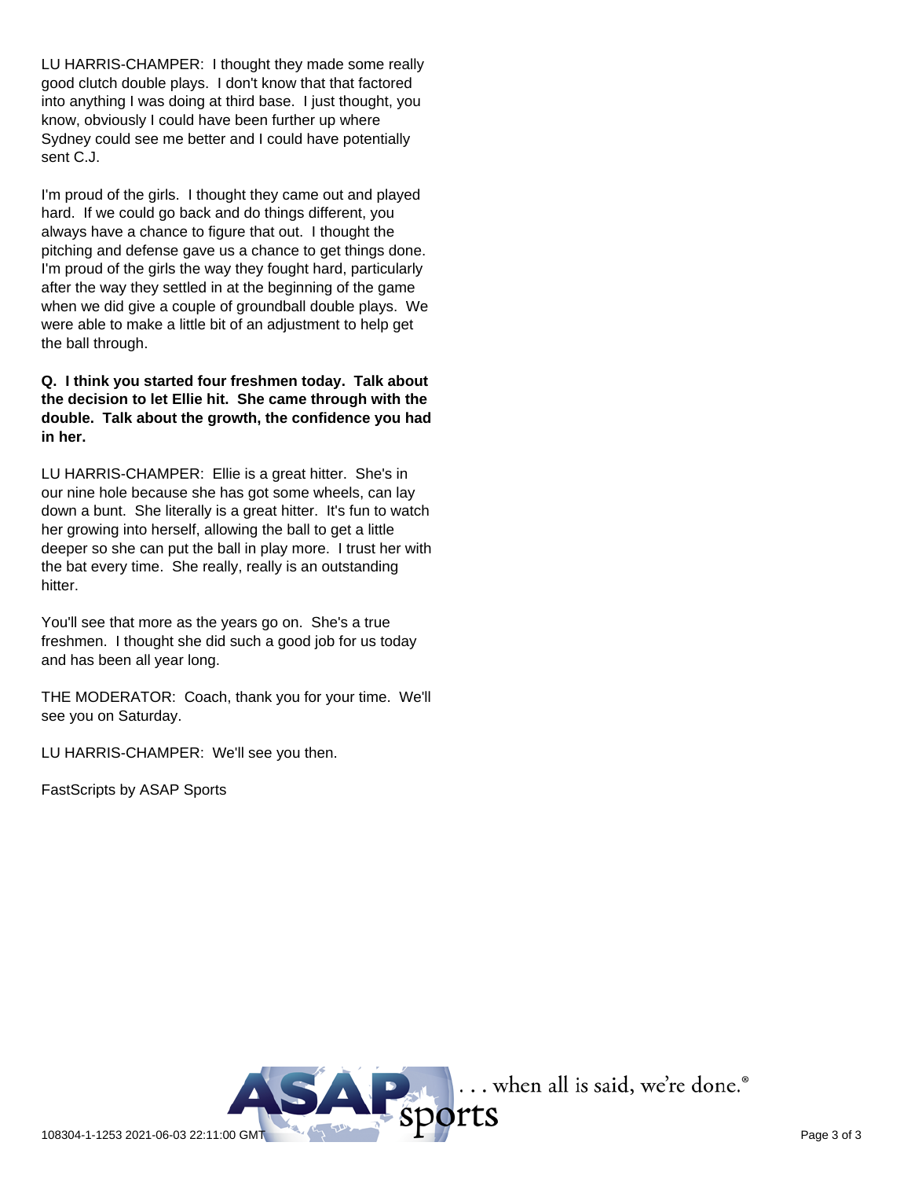LU HARRIS-CHAMPER: I thought they made some really good clutch double plays. I don't know that that factored into anything I was doing at third base. I just thought, you know, obviously I could have been further up where Sydney could see me better and I could have potentially sent C.J.

I'm proud of the girls. I thought they came out and played hard. If we could go back and do things different, you always have a chance to figure that out. I thought the pitching and defense gave us a chance to get things done. I'm proud of the girls the way they fought hard, particularly after the way they settled in at the beginning of the game when we did give a couple of groundball double plays. We were able to make a little bit of an adjustment to help get the ball through.

**Q. I think you started four freshmen today. Talk about the decision to let Ellie hit. She came through with the double. Talk about the growth, the confidence you had in her.**

LU HARRIS-CHAMPER: Ellie is a great hitter. She's in our nine hole because she has got some wheels, can lay down a bunt. She literally is a great hitter. It's fun to watch her growing into herself, allowing the ball to get a little deeper so she can put the ball in play more. I trust her with the bat every time. She really, really is an outstanding hitter.

You'll see that more as the years go on. She's a true freshmen. I thought she did such a good job for us today and has been all year long.

THE MODERATOR: Coach, thank you for your time. We'll see you on Saturday.

LU HARRIS-CHAMPER: We'll see you then.

FastScripts by ASAP Sports